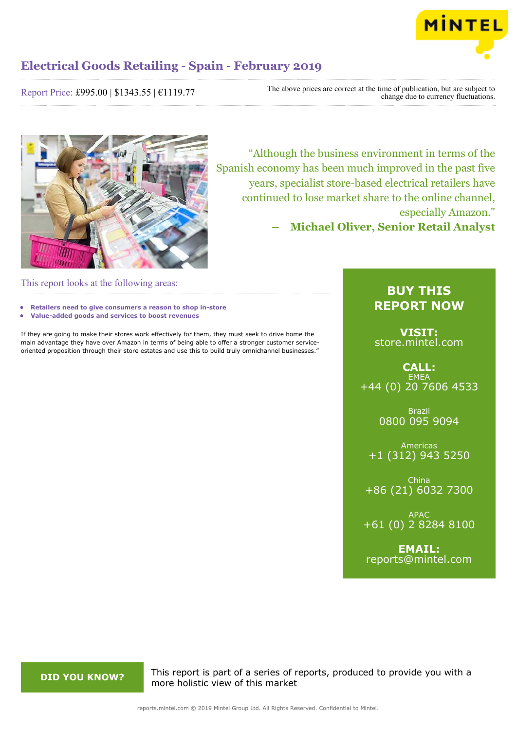# Electrical Goods Retailing - Spain - February 2019

Report Price: £995.00 | $1343.55 | €1119.77

The above prices are correct at the time of publication, but are subject to change due to currency fluctuations.

"Although the business environment in terms of the Spanish economy has been much improved in the past five years, specialist store-based electrical retailers have continued to lose market share to the online channel, especially Amazon."

**– Michael Oliver, Senior Retail Analyst**

This report looks at the following areas:

- **Retailers need to give consumers a reason to shop in-store**
- **Value-added goods and services to boost revenues**

If they are going to make their stores work effectively for them, they must seek to drive home the main advantage they have over Amazon in terms of being able to offer a stronger customer service-oriented proposition through their store estates and use this to build truly omnichannel businesses."

## BUY THIS REPORT NOW

**VISIT:**
store.mintel.com

**CALL:**

EMEA
+44 (0) 20 7606 4533

Brazil
0800 095 9094

Americas
+1 (312) 943 5250

China
+86 (21) 6032 7300

APAC
+61 (0) 2 8284 8100

**EMAIL:**
reports@mintel.com

**DID YOU KNOW?**

This report is part of a series of reports, produced to provide you with a more holistic view of this market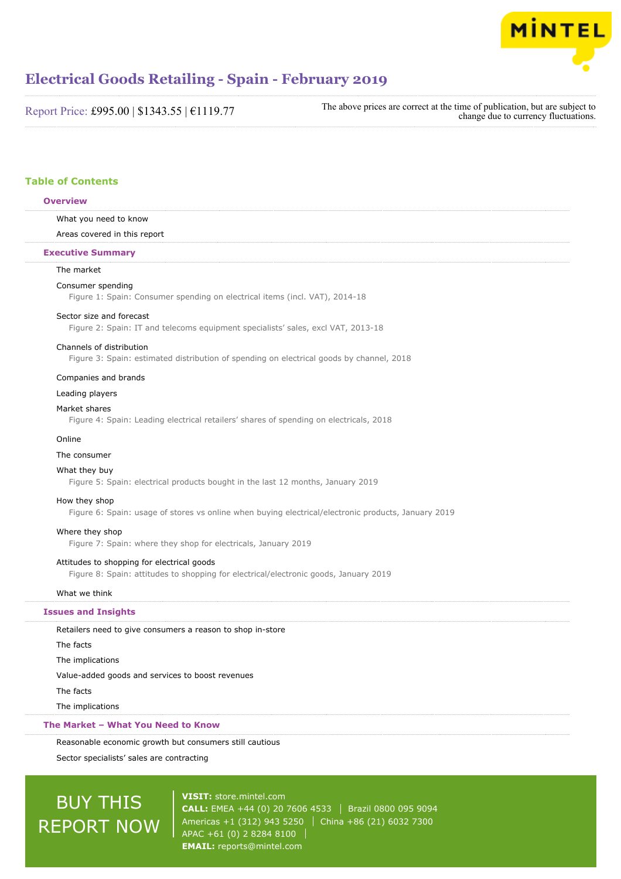# Electrical Goods Retailing - Spain - February 2019

Report Price: £995.00 | $1343.55 | €1119.77

The above prices are correct at the time of publication, but are subject to change due to currency fluctuations.

## Table of Contents

### Overview

What you need to know

Areas covered in this report

### Executive Summary

The market

Consumer spending

Figure 1: Spain: Consumer spending on electrical items (incl. VAT), 2014-18

Sector size and forecast

Figure 2: Spain: IT and telecoms equipment specialists' sales, excl VAT, 2013-18

Channels of distribution

Figure 3: Spain: estimated distribution of spending on electrical goods by channel, 2018

Companies and brands

Leading players

Market shares

Figure 4: Spain: Leading electrical retailers' shares of spending on electricals, 2018

Online

The consumer

What they buy

Figure 5: Spain: electrical products bought in the last 12 months, January 2019

How they shop

Figure 6: Spain: usage of stores vs online when buying electrical/electronic products, January 2019

Where they shop

Figure 7: Spain: where they shop for electricals, January 2019

Attitudes to shopping for electrical goods

Figure 8: Spain: attitudes to shopping for electrical/electronic goods, January 2019

What we think

### Issues and Insights

Retailers need to give consumers a reason to shop in-store

The facts

The implications

Value-added goods and services to boost revenues

The facts

The implications

### The Market – What You Need to Know

Reasonable economic growth but consumers still cautious

Sector specialists' sales are contracting

BUY THIS REPORT NOW

**VISIT:** store.mintel.com

**CALL:** EMEA +44 (0) 20 7606 4533 | Brazil 0800 095 9094

Americas +1 (312) 943 5250 | China +86 (21) 6032 7300

APAC +61 (0) 2 8284 8100 |

**EMAIL:** reports@mintel.com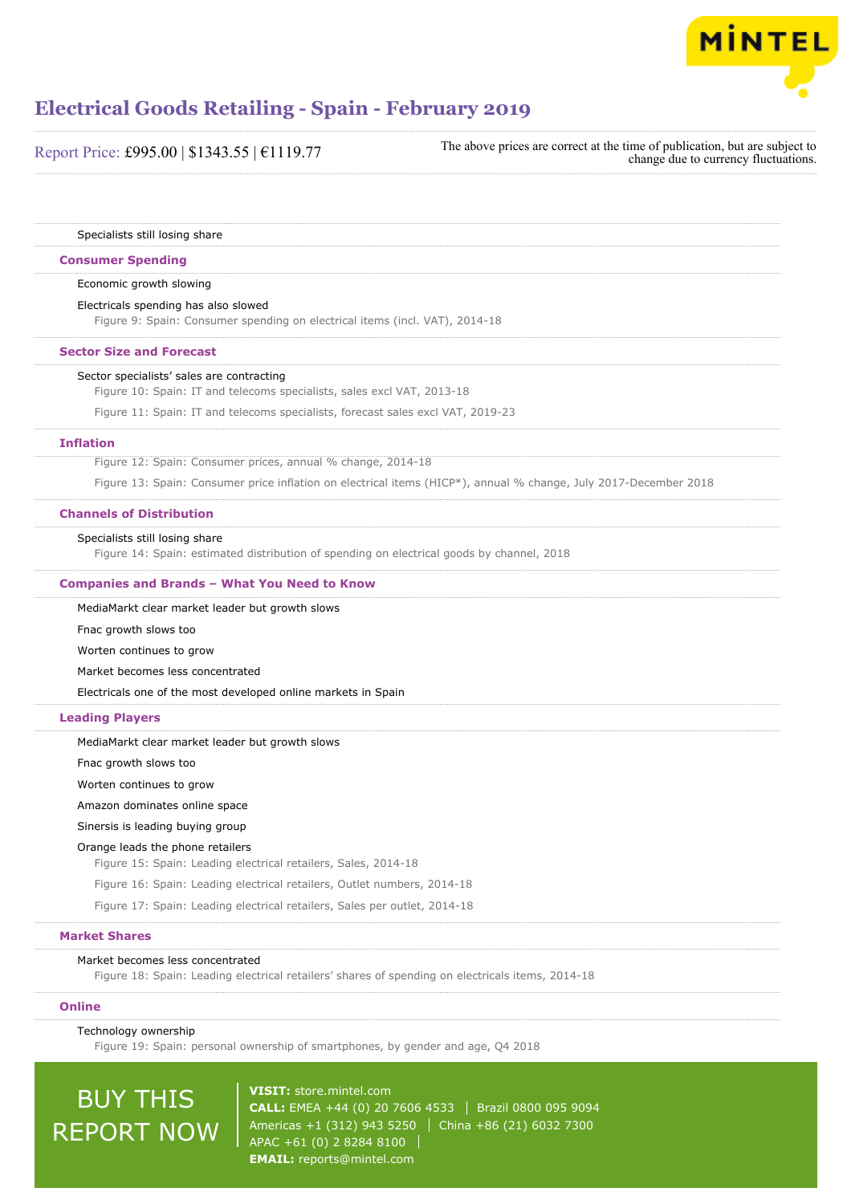Specialists still losing share

## Consumer Spending

Economic growth slowing

Electricals spending has also slowed

Figure 9: Spain: Consumer spending on electrical items (incl. VAT), 2014-18

## Sector Size and Forecast

Sector specialists' sales are contracting

Figure 10: Spain: IT and telecoms specialists, sales excl VAT, 2013-18

Figure 11: Spain: IT and telecoms specialists, forecast sales excl VAT, 2019-23

## Inflation

Figure 12: Spain: Consumer prices, annual % change, 2014-18

Figure 13: Spain: Consumer price inflation on electrical items (HICP*), annual % change, July 2017-December 2018

## Channels of Distribution

Specialists still losing share

Figure 14: Spain: estimated distribution of spending on electrical goods by channel, 2018

## Companies and Brands – What You Need to Know

MediaMarkt clear market leader but growth slows

Fnac growth slows too

Worten continues to grow

Market becomes less concentrated

Electricals one of the most developed online markets in Spain

## Leading Players

MediaMarkt clear market leader but growth slows

Fnac growth slows too

Worten continues to grow

Amazon dominates online space

Sinersis is leading buying group

Orange leads the phone retailers

Figure 15: Spain: Leading electrical retailers, Sales, 2014-18

Figure 16: Spain: Leading electrical retailers, Outlet numbers, 2014-18

Figure 17: Spain: Leading electrical retailers, Sales per outlet, 2014-18

## Market Shares

Market becomes less concentrated

Figure 18: Spain: Leading electrical retailers' shares of spending on electricals items, 2014-18

## Online

Technology ownership

Figure 19: Spain: personal ownership of smartphones, by gender and age, Q4 2018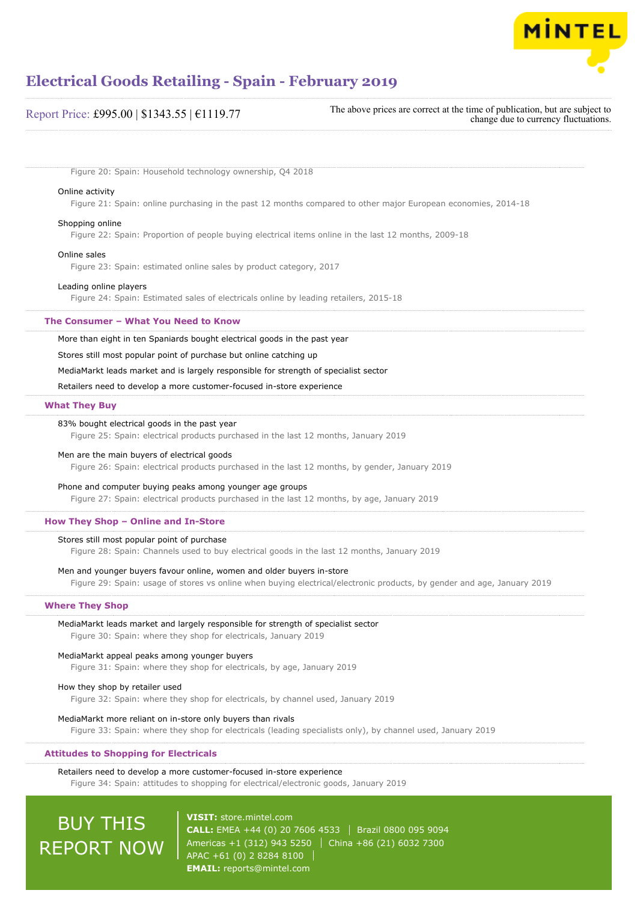Figure 20: Spain: Household technology ownership, Q4 2018

Online activity

Figure 21: Spain: online purchasing in the past 12 months compared to other major European economies, 2014-18

Shopping online

Figure 22: Spain: Proportion of people buying electrical items online in the last 12 months, 2009-18

Online sales

Figure 23: Spain: estimated online sales by product category, 2017

Leading online players

Figure 24: Spain: Estimated sales of electricals online by leading retailers, 2015-18

### The Consumer – What You Need to Know

More than eight in ten Spaniards bought electrical goods in the past year

Stores still most popular point of purchase but online catching up

MediaMarkt leads market and is largely responsible for strength of specialist sector

Retailers need to develop a more customer-focused in-store experience

### What They Buy

83% bought electrical goods in the past year

Figure 25: Spain: electrical products purchased in the last 12 months, January 2019

Men are the main buyers of electrical goods

Figure 26: Spain: electrical products purchased in the last 12 months, by gender, January 2019

Phone and computer buying peaks among younger age groups

Figure 27: Spain: electrical products purchased in the last 12 months, by age, January 2019

### How They Shop – Online and In-Store

Stores still most popular point of purchase

Figure 28: Spain: Channels used to buy electrical goods in the last 12 months, January 2019

Men and younger buyers favour online, women and older buyers in-store

Figure 29: Spain: usage of stores vs online when buying electrical/electronic products, by gender and age, January 2019

### Where They Shop

MediaMarkt leads market and largely responsible for strength of specialist sector

Figure 30: Spain: where they shop for electricals, January 2019

MediaMarkt appeal peaks among younger buyers

Figure 31: Spain: where they shop for electricals, by age, January 2019

How they shop by retailer used

Figure 32: Spain: where they shop for electricals, by channel used, January 2019

MediaMarkt more reliant on in-store only buyers than rivals

Figure 33: Spain: where they shop for electricals (leading specialists only), by channel used, January 2019

### Attitudes to Shopping for Electricals

Retailers need to develop a more customer-focused in-store experience

Figure 34: Spain: attitudes to shopping for electrical/electronic goods, January 2019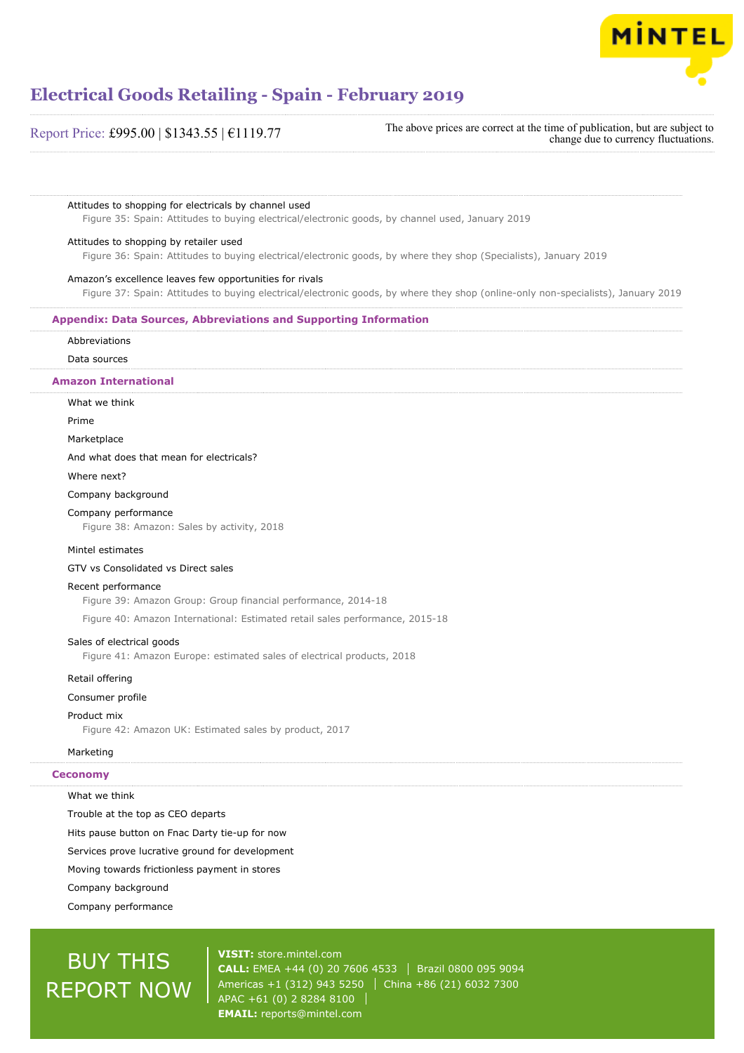Attitudes to shopping for electricals by channel used

Figure 35: Spain: Attitudes to buying electrical/electronic goods, by channel used, January 2019

Attitudes to shopping by retailer used

Figure 36: Spain: Attitudes to buying electrical/electronic goods, by where they shop (Specialists), January 2019

Amazon's excellence leaves few opportunities for rivals

Figure 37: Spain: Attitudes to buying electrical/electronic goods, by where they shop (online-only non-specialists), January 2019

## Appendix: Data Sources, Abbreviations and Supporting Information

Abbreviations

Data sources

## Amazon International

What we think

Prime

Marketplace

And what does that mean for electricals?

Where next?

Company background

Company performance

Figure 38: Amazon: Sales by activity, 2018

Mintel estimates

GTV vs Consolidated vs Direct sales

Recent performance

Figure 39: Amazon Group: Group financial performance, 2014-18

Figure 40: Amazon International: Estimated retail sales performance, 2015-18

Sales of electrical goods

Figure 41: Amazon Europe: estimated sales of electrical products, 2018

Retail offering

Consumer profile

Product mix

Figure 42: Amazon UK: Estimated sales by product, 2017

Marketing

## Ceconomy

What we think

Trouble at the top as CEO departs

Hits pause button on Fnac Darty tie-up for now

Services prove lucrative ground for development

Moving towards frictionless payment in stores

Company background

Company performance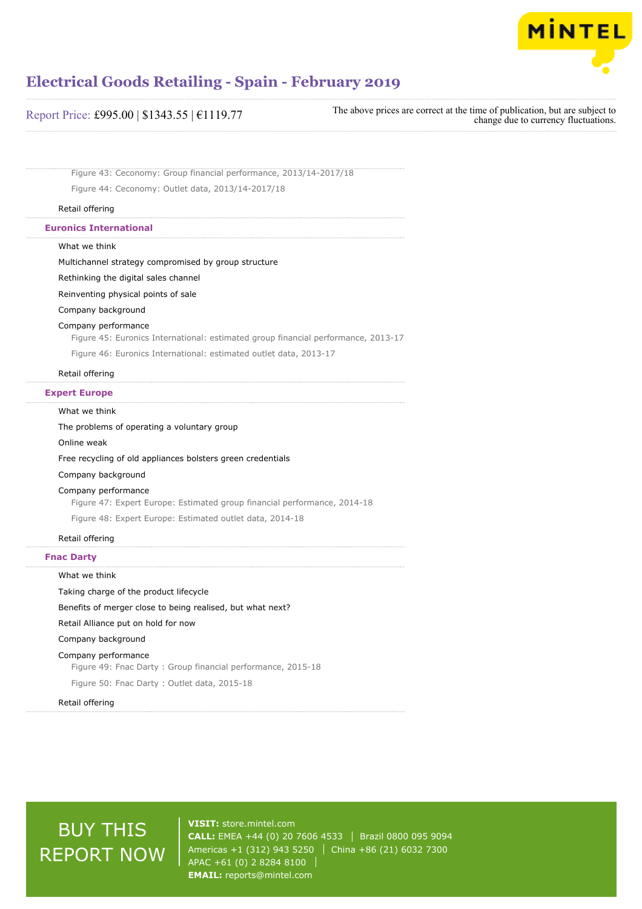Figure 43: Ceconomy: Group financial performance, 2013/14-2017/18

Figure 44: Ceconomy: Outlet data, 2013/14-2017/18

Retail offering

## Euronics International

What we think

Multichannel strategy compromised by group structure

Rethinking the digital sales channel

Reinventing physical points of sale

Company background

Company performance

Figure 45: Euronics International: estimated group financial performance, 2013-17

Figure 46: Euronics International: estimated outlet data, 2013-17

Retail offering

## Expert Europe

What we think

The problems of operating a voluntary group

Online weak

Free recycling of old appliances bolsters green credentials

Company background

Company performance

Figure 47: Expert Europe: Estimated group financial performance, 2014-18

Figure 48: Expert Europe: Estimated outlet data, 2014-18

Retail offering

## Fnac Darty

What we think

Taking charge of the product lifecycle

Benefits of merger close to being realised, but what next?

Retail Alliance put on hold for now

Company background

Company performance

Figure 49: Fnac Darty : Group financial performance, 2015-18

Figure 50: Fnac Darty : Outlet data, 2015-18

Retail offering